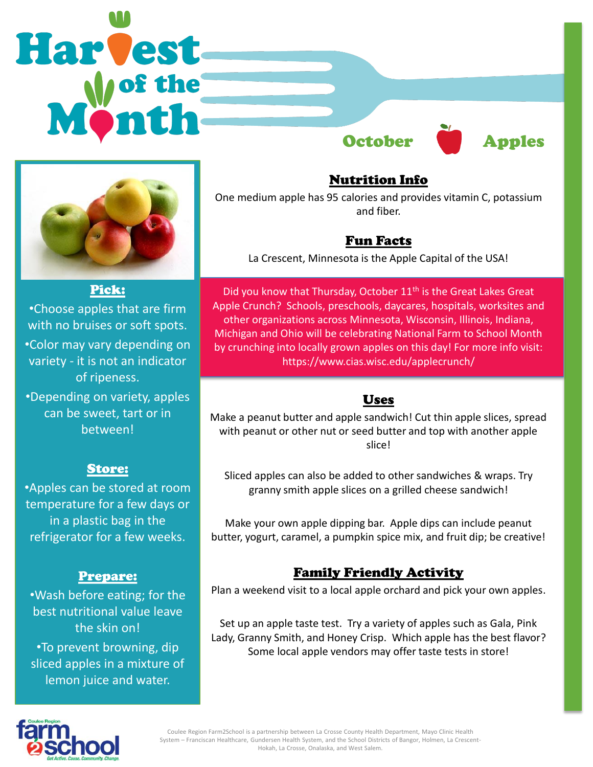# Harvest of the Month

## October — Apples

### Pick:

- Choose apples that are firm with no bruises or soft spots.
- Color may vary depending on variety - it is not an indicator of ripeness.
- Depending on variety, apples can be sweet, tart or in between!

### Store:

- Apples can be stored at room temperature for a few days or in a plastic bag in the refrigerator for a few weeks.

### Prepare:

- Wash before eating; for the best nutritional value leave the skin on!
- To prevent browning, dip sliced apples in a mixture of lemon juice and water.

### Nutrition Info

One medium apple has 95 calories and provides vitamin C, potassium and fiber.

### Fun Facts

La Crescent, Minnesota is the Apple Capital of the USA!

Did you know that Thursday, October 11th is the Great Lakes Great Apple Crunch? Schools, preschools, daycares, hospitals, worksites and other organizations across Minnesota, Wisconsin, Illinois, Indiana, Michigan and Ohio will be celebrating National Farm to School Month by crunching into locally grown apples on this day! For more info visit: https://www.cias.wisc.edu/applecrunch/

### Uses

Make a peanut butter and apple sandwich! Cut thin apple slices, spread with peanut or other nut or seed butter and top with another apple slice!

Sliced apples can also be added to other sandwiches & wraps. Try granny smith apple slices on a grilled cheese sandwich!

Make your own apple dipping bar. Apple dips can include peanut butter, yogurt, caramel, a pumpkin spice mix, and fruit dip; be creative!

### Family Friendly Activity

Plan a weekend visit to a local apple orchard and pick your own apples.

Set up an apple taste test. Try a variety of apples such as Gala, Pink Lady, Granny Smith, and Honey Crisp. Which apple has the best flavor? Some local apple vendors may offer taste tests in store!

Coulee Region farm2school — Get Active. Cause. Community. Change.

Coulee Region Farm2School is a partnership between La Crosse County Health Department, Mayo Clinic Health System – Franciscan Healthcare, Gundersen Health System, and the School Districts of Bangor, Holmen, La Crescent-Hokah, La Crosse, Onalaska, and West Salem.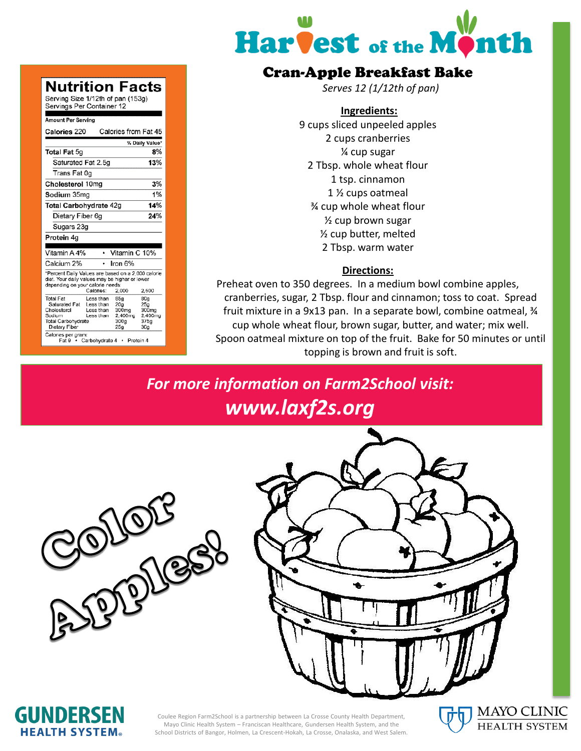# Harvest of the Month

## Cran-Apple Breakfast Bake

*Serves 12 (1/12th of pan)*

**Ingredients:**

9 cups sliced unpeeled apples
2 cups cranberries
¼ cup sugar
2 Tbsp. whole wheat flour
1 tsp. cinnamon
1 ½ cups oatmeal
¾ cup whole wheat flour
½ cup brown sugar
½ cup butter, melted
2 Tbsp. warm water

**Directions:**

Preheat oven to 350 degrees. In a medium bowl combine apples, cranberries, sugar, 2 Tbsp. flour and cinnamon; toss to coat. Spread fruit mixture in a 9x13 pan. In a separate bowl, combine oatmeal, ¾ cup whole wheat flour, brown sugar, butter, and water; mix well. Spoon oatmeal mixture on top of the fruit. Bake for 50 minutes or until topping is brown and fruit is soft.

## Nutrition Facts

Serving Size 1/12th of pan (153g)
Servings Per Container 12

| Amount Per Serving | |
|---|---|
| Calories 220 | Calories from Fat 45 |
| | % Daily Value* |
| Total Fat 5g | 8% |
| Saturated Fat 2.5g | 13% |
| Trans Fat 0g | |
| Cholesterol 10mg | 3% |
| Sodium 35mg | 1% |
| Total Carbohydrate 42g | 14% |
| Dietary Fiber 6g | 24% |
| Sugars 23g | |
| Protein 4g | |

Vitamin A 4% • Vitamin C 10%
Calcium 2% • Iron 6%

*Percent Daily Values are based on a 2,000 calorie diet. Your daily values may be higher or lower depending on your calorie needs:

| | | | |
|---|---|---|---|
| | Calories: | 2,000 | 2,500 |
| Total Fat | Less than | 65g | 80g |
| Saturated Fat | Less than | 20g | 25g |
| Cholesterol | Less than | 300mg | 300mg |
| Sodium | Less than | 2,400mg | 2,400mg |
| Total Carbohydrate | | 300g | 375g |
| Dietary Fiber | | 25g | 30g |

Calories per gram:
Fat 9 • Carbohydrate 4 • Protein 4

*For more information on Farm2School visit:*
***www.laxf2s.org***

Color Apples!

GUNDERSEN HEALTH SYSTEM®

Coulee Region Farm2School is a partnership between La Crosse County Health Department, Mayo Clinic Health System – Franciscan Healthcare, Gundersen Health System, and the School Districts of Bangor, Holmen, La Crescent-Hokah, La Crosse, Onalaska, and West Salem.

MAYO CLINIC HEALTH SYSTEM